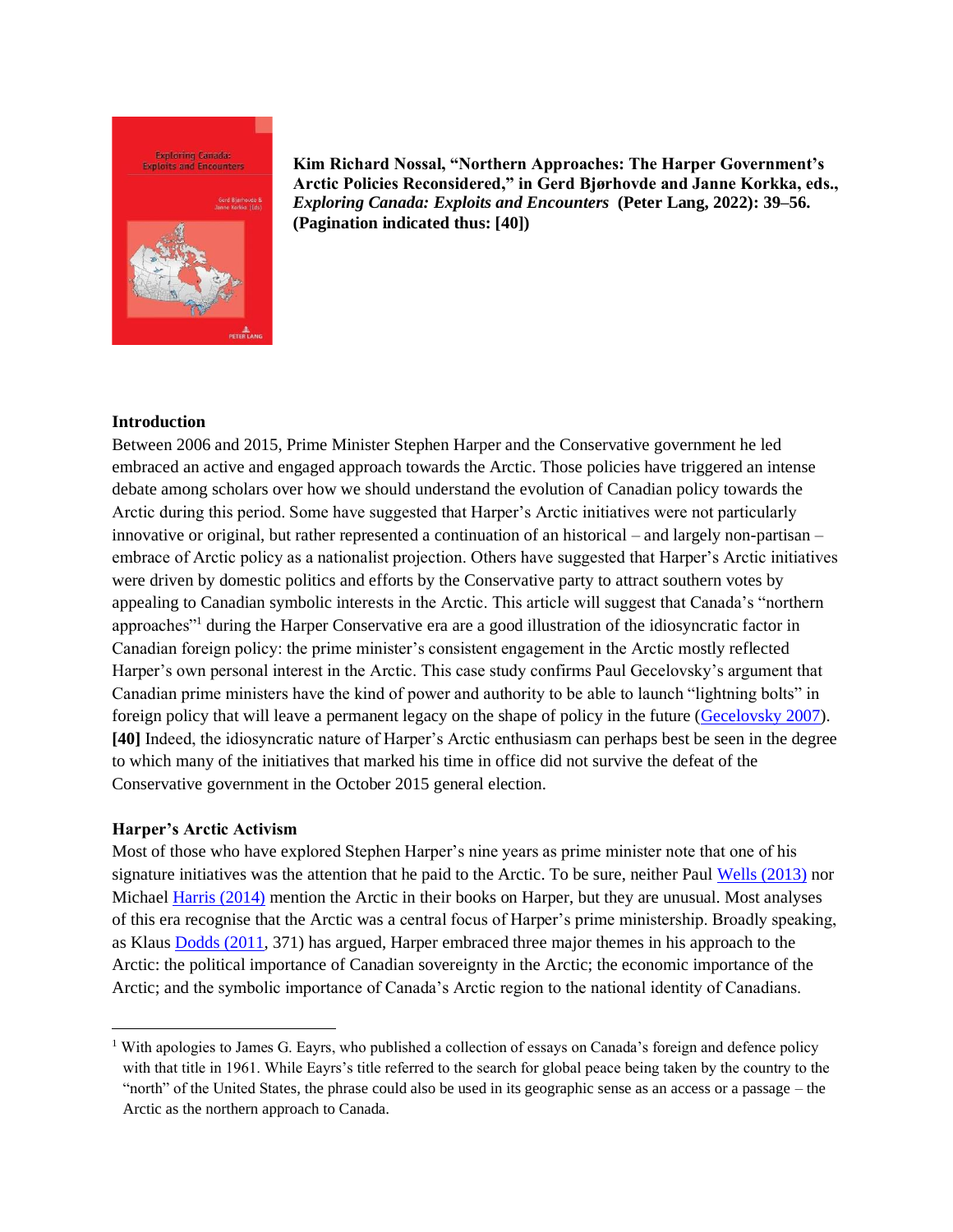**Kim Richard Nossal, "Northern Approaches: The Harper Government's Arctic Policies Reconsidered," in Gerd Bjørhovde and Janne Korkka, eds., *Exploring Canada: Exploits and Encounters* (Peter Lang, 2022): 39–56. (Pagination indicated thus: [40])**

### Introduction

Between 2006 and 2015, Prime Minister Stephen Harper and the Conservative government he led embraced an active and engaged approach towards the Arctic. Those policies have triggered an intense debate among scholars over how we should understand the evolution of Canadian policy towards the Arctic during this period. Some have suggested that Harper's Arctic initiatives were not particularly innovative or original, but rather represented a continuation of an historical – and largely non-partisan – embrace of Arctic policy as a nationalist projection. Others have suggested that Harper's Arctic initiatives were driven by domestic politics and efforts by the Conservative party to attract southern votes by appealing to Canadian symbolic interests in the Arctic. This article will suggest that Canada's "northern approaches"[1] during the Harper Conservative era are a good illustration of the idiosyncratic factor in Canadian foreign policy: the prime minister's consistent engagement in the Arctic mostly reflected Harper's own personal interest in the Arctic. This case study confirms Paul Gecelovsky's argument that Canadian prime ministers have the kind of power and authority to be able to launch "lightning bolts" in foreign policy that will leave a permanent legacy on the shape of policy in the future (Gecelovsky 2007). **[40]** Indeed, the idiosyncratic nature of Harper's Arctic enthusiasm can perhaps best be seen in the degree to which many of the initiatives that marked his time in office did not survive the defeat of the Conservative government in the October 2015 general election.

### Harper's Arctic Activism

Most of those who have explored Stephen Harper's nine years as prime minister note that one of his signature initiatives was the attention that he paid to the Arctic. To be sure, neither Paul Wells (2013) nor Michael Harris (2014) mention the Arctic in their books on Harper, but they are unusual. Most analyses of this era recognise that the Arctic was a central focus of Harper's prime ministership. Broadly speaking, as Klaus Dodds (2011, 371) has argued, Harper embraced three major themes in his approach to the Arctic: the political importance of Canadian sovereignty in the Arctic; the economic importance of the Arctic; and the symbolic importance of Canada's Arctic region to the national identity of Canadians.

---

[1] With apologies to James G. Eayrs, who published a collection of essays on Canada's foreign and defence policy with that title in 1961. While Eayrs's title referred to the search for global peace being taken by the country to the "north" of the United States, the phrase could also be used in its geographic sense as an access or a passage – the Arctic as the northern approach to Canada.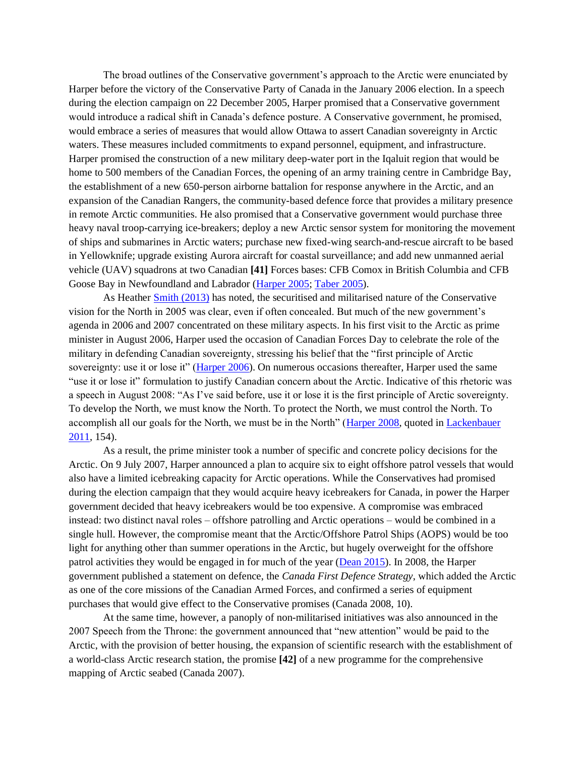The broad outlines of the Conservative government's approach to the Arctic were enunciated by Harper before the victory of the Conservative Party of Canada in the January 2006 election. In a speech during the election campaign on 22 December 2005, Harper promised that a Conservative government would introduce a radical shift in Canada's defence posture. A Conservative government, he promised, would embrace a series of measures that would allow Ottawa to assert Canadian sovereignty in Arctic waters. These measures included commitments to expand personnel, equipment, and infrastructure. Harper promised the construction of a new military deep-water port in the Iqaluit region that would be home to 500 members of the Canadian Forces, the opening of an army training centre in Cambridge Bay, the establishment of a new 650-person airborne battalion for response anywhere in the Arctic, and an expansion of the Canadian Rangers, the community-based defence force that provides a military presence in remote Arctic communities. He also promised that a Conservative government would purchase three heavy naval troop-carrying ice-breakers; deploy a new Arctic sensor system for monitoring the movement of ships and submarines in Arctic waters; purchase new fixed-wing search-and-rescue aircraft to be based in Yellowknife; upgrade existing Aurora aircraft for coastal surveillance; and add new unmanned aerial vehicle (UAV) squadrons at two Canadian **[41]** Forces bases: CFB Comox in British Columbia and CFB Goose Bay in Newfoundland and Labrador (Harper 2005; Taber 2005).

As Heather Smith (2013) has noted, the securitised and militarised nature of the Conservative vision for the North in 2005 was clear, even if often concealed. But much of the new government's agenda in 2006 and 2007 concentrated on these military aspects. In his first visit to the Arctic as prime minister in August 2006, Harper used the occasion of Canadian Forces Day to celebrate the role of the military in defending Canadian sovereignty, stressing his belief that the "first principle of Arctic sovereignty: use it or lose it" (Harper 2006). On numerous occasions thereafter, Harper used the same "use it or lose it" formulation to justify Canadian concern about the Arctic. Indicative of this rhetoric was a speech in August 2008: "As I've said before, use it or lose it is the first principle of Arctic sovereignty. To develop the North, we must know the North. To protect the North, we must control the North. To accomplish all our goals for the North, we must be in the North" (Harper 2008, quoted in Lackenbauer 2011, 154).

As a result, the prime minister took a number of specific and concrete policy decisions for the Arctic. On 9 July 2007, Harper announced a plan to acquire six to eight offshore patrol vessels that would also have a limited icebreaking capacity for Arctic operations. While the Conservatives had promised during the election campaign that they would acquire heavy icebreakers for Canada, in power the Harper government decided that heavy icebreakers would be too expensive. A compromise was embraced instead: two distinct naval roles – offshore patrolling and Arctic operations – would be combined in a single hull. However, the compromise meant that the Arctic/Offshore Patrol Ships (AOPS) would be too light for anything other than summer operations in the Arctic, but hugely overweight for the offshore patrol activities they would be engaged in for much of the year (Dean 2015). In 2008, the Harper government published a statement on defence, the *Canada First Defence Strategy*, which added the Arctic as one of the core missions of the Canadian Armed Forces, and confirmed a series of equipment purchases that would give effect to the Conservative promises (Canada 2008, 10).

At the same time, however, a panoply of non-militarised initiatives was also announced in the 2007 Speech from the Throne: the government announced that "new attention" would be paid to the Arctic, with the provision of better housing, the expansion of scientific research with the establishment of a world-class Arctic research station, the promise **[42]** of a new programme for the comprehensive mapping of Arctic seabed (Canada 2007).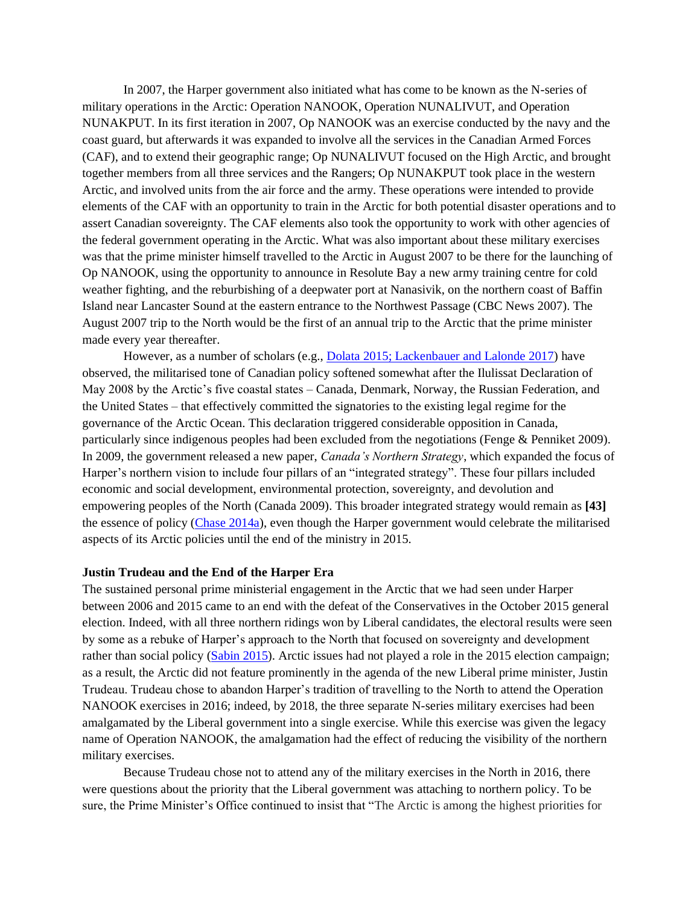In 2007, the Harper government also initiated what has come to be known as the N-series of military operations in the Arctic: Operation NANOOK, Operation NUNALIVUT, and Operation NUNAKPUT. In its first iteration in 2007, Op NANOOK was an exercise conducted by the navy and the coast guard, but afterwards it was expanded to involve all the services in the Canadian Armed Forces (CAF), and to extend their geographic range; Op NUNALIVUT focused on the High Arctic, and brought together members from all three services and the Rangers; Op NUNAKPUT took place in the western Arctic, and involved units from the air force and the army. These operations were intended to provide elements of the CAF with an opportunity to train in the Arctic for both potential disaster operations and to assert Canadian sovereignty. The CAF elements also took the opportunity to work with other agencies of the federal government operating in the Arctic. What was also important about these military exercises was that the prime minister himself travelled to the Arctic in August 2007 to be there for the launching of Op NANOOK, using the opportunity to announce in Resolute Bay a new army training centre for cold weather fighting, and the reburbishing of a deepwater port at Nanasivik, on the northern coast of Baffin Island near Lancaster Sound at the eastern entrance to the Northwest Passage (CBC News 2007). The August 2007 trip to the North would be the first of an annual trip to the Arctic that the prime minister made every year thereafter.

However, as a number of scholars (e.g., Dolata 2015; Lackenbauer and Lalonde 2017) have observed, the militarised tone of Canadian policy softened somewhat after the Ilulissat Declaration of May 2008 by the Arctic's five coastal states – Canada, Denmark, Norway, the Russian Federation, and the United States – that effectively committed the signatories to the existing legal regime for the governance of the Arctic Ocean. This declaration triggered considerable opposition in Canada, particularly since indigenous peoples had been excluded from the negotiations (Fenge & Penniket 2009). In 2009, the government released a new paper, *Canada's Northern Strategy*, which expanded the focus of Harper's northern vision to include four pillars of an "integrated strategy". These four pillars included economic and social development, environmental protection, sovereignty, and devolution and empowering peoples of the North (Canada 2009). This broader integrated strategy would remain as **[43]** the essence of policy (Chase 2014a), even though the Harper government would celebrate the militarised aspects of its Arctic policies until the end of the ministry in 2015.

**Justin Trudeau and the End of the Harper Era**

The sustained personal prime ministerial engagement in the Arctic that we had seen under Harper between 2006 and 2015 came to an end with the defeat of the Conservatives in the October 2015 general election. Indeed, with all three northern ridings won by Liberal candidates, the electoral results were seen by some as a rebuke of Harper's approach to the North that focused on sovereignty and development rather than social policy (Sabin 2015). Arctic issues had not played a role in the 2015 election campaign; as a result, the Arctic did not feature prominently in the agenda of the new Liberal prime minister, Justin Trudeau. Trudeau chose to abandon Harper's tradition of travelling to the North to attend the Operation NANOOK exercises in 2016; indeed, by 2018, the three separate N-series military exercises had been amalgamated by the Liberal government into a single exercise. While this exercise was given the legacy name of Operation NANOOK, the amalgamation had the effect of reducing the visibility of the northern military exercises.

Because Trudeau chose not to attend any of the military exercises in the North in 2016, there were questions about the priority that the Liberal government was attaching to northern policy. To be sure, the Prime Minister's Office continued to insist that "The Arctic is among the highest priorities for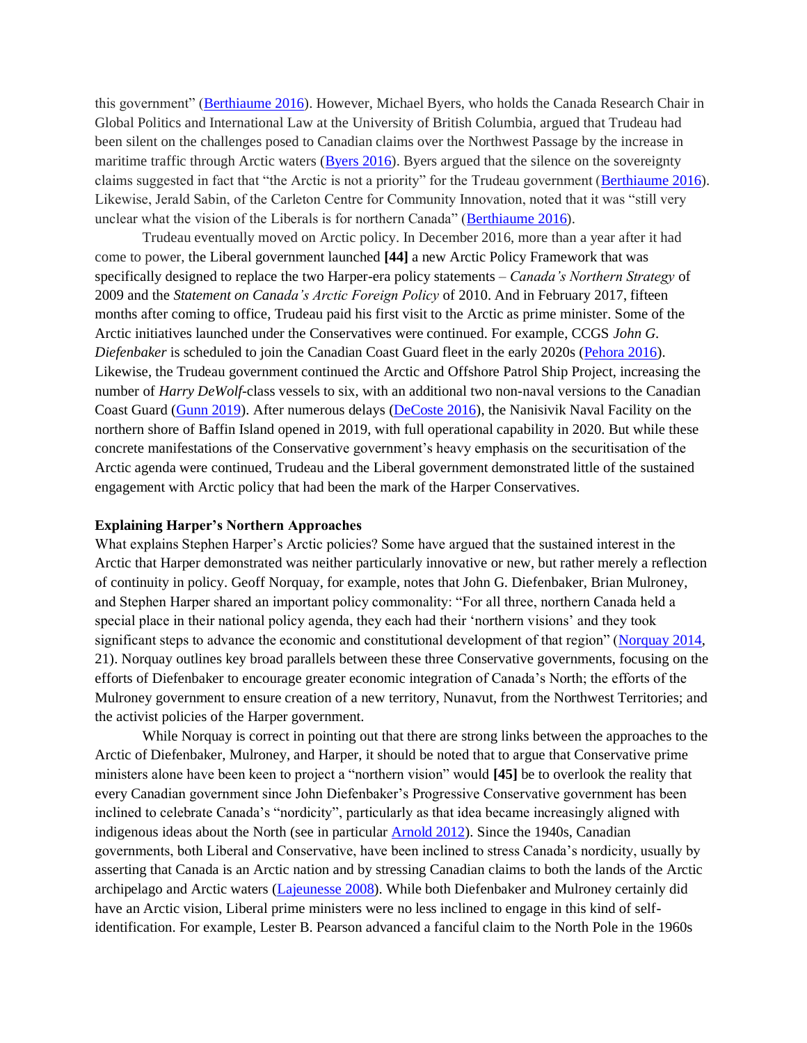this government" (Berthiaume 2016). However, Michael Byers, who holds the Canada Research Chair in Global Politics and International Law at the University of British Columbia, argued that Trudeau had been silent on the challenges posed to Canadian claims over the Northwest Passage by the increase in maritime traffic through Arctic waters (Byers 2016). Byers argued that the silence on the sovereignty claims suggested in fact that "the Arctic is not a priority" for the Trudeau government (Berthiaume 2016). Likewise, Jerald Sabin, of the Carleton Centre for Community Innovation, noted that it was "still very unclear what the vision of the Liberals is for northern Canada" (Berthiaume 2016).

Trudeau eventually moved on Arctic policy. In December 2016, more than a year after it had come to power, the Liberal government launched **[44]** a new Arctic Policy Framework that was specifically designed to replace the two Harper-era policy statements – *Canada's Northern Strategy* of 2009 and the *Statement on Canada's Arctic Foreign Policy* of 2010. And in February 2017, fifteen months after coming to office, Trudeau paid his first visit to the Arctic as prime minister. Some of the Arctic initiatives launched under the Conservatives were continued. For example, CCGS *John G. Diefenbaker* is scheduled to join the Canadian Coast Guard fleet in the early 2020s (Pehora 2016). Likewise, the Trudeau government continued the Arctic and Offshore Patrol Ship Project, increasing the number of *Harry DeWolf*-class vessels to six, with an additional two non-naval versions to the Canadian Coast Guard (Gunn 2019). After numerous delays (DeCoste 2016), the Nanisivik Naval Facility on the northern shore of Baffin Island opened in 2019, with full operational capability in 2020. But while these concrete manifestations of the Conservative government's heavy emphasis on the securitisation of the Arctic agenda were continued, Trudeau and the Liberal government demonstrated little of the sustained engagement with Arctic policy that had been the mark of the Harper Conservatives.

### Explaining Harper's Northern Approaches

What explains Stephen Harper's Arctic policies? Some have argued that the sustained interest in the Arctic that Harper demonstrated was neither particularly innovative or new, but rather merely a reflection of continuity in policy. Geoff Norquay, for example, notes that John G. Diefenbaker, Brian Mulroney, and Stephen Harper shared an important policy commonality: "For all three, northern Canada held a special place in their national policy agenda, they each had their 'northern visions' and they took significant steps to advance the economic and constitutional development of that region" (Norquay 2014, 21). Norquay outlines key broad parallels between these three Conservative governments, focusing on the efforts of Diefenbaker to encourage greater economic integration of Canada's North; the efforts of the Mulroney government to ensure creation of a new territory, Nunavut, from the Northwest Territories; and the activist policies of the Harper government.

While Norquay is correct in pointing out that there are strong links between the approaches to the Arctic of Diefenbaker, Mulroney, and Harper, it should be noted that to argue that Conservative prime ministers alone have been keen to project a "northern vision" would **[45]** be to overlook the reality that every Canadian government since John Diefenbaker's Progressive Conservative government has been inclined to celebrate Canada's "nordicity", particularly as that idea became increasingly aligned with indigenous ideas about the North (see in particular Arnold 2012). Since the 1940s, Canadian governments, both Liberal and Conservative, have been inclined to stress Canada's nordicity, usually by asserting that Canada is an Arctic nation and by stressing Canadian claims to both the lands of the Arctic archipelago and Arctic waters (Lajeunesse 2008). While both Diefenbaker and Mulroney certainly did have an Arctic vision, Liberal prime ministers were no less inclined to engage in this kind of self-identification. For example, Lester B. Pearson advanced a fanciful claim to the North Pole in the 1960s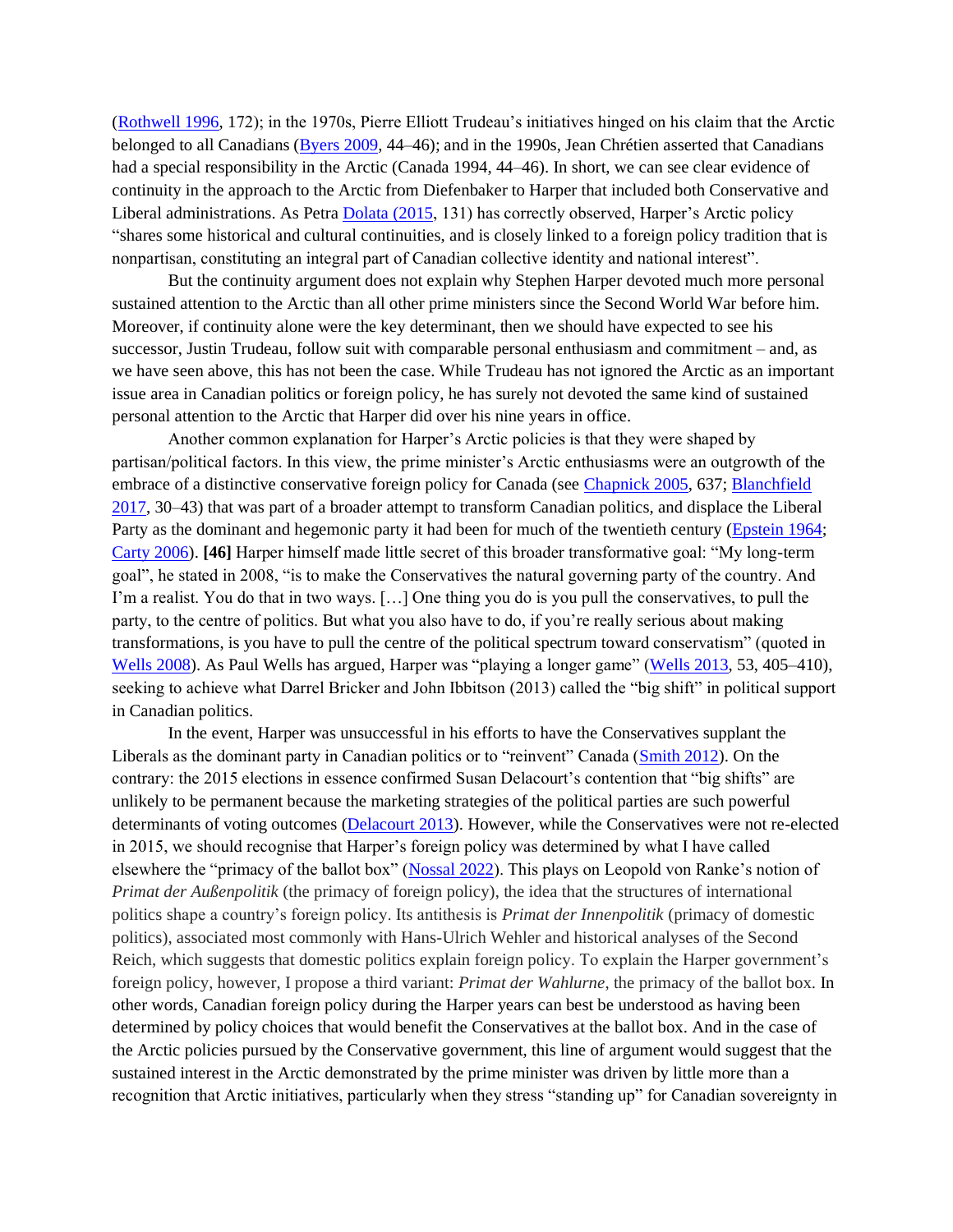(Rothwell 1996, 172); in the 1970s, Pierre Elliott Trudeau's initiatives hinged on his claim that the Arctic belonged to all Canadians (Byers 2009, 44–46); and in the 1990s, Jean Chrétien asserted that Canadians had a special responsibility in the Arctic (Canada 1994, 44–46). In short, we can see clear evidence of continuity in the approach to the Arctic from Diefenbaker to Harper that included both Conservative and Liberal administrations. As Petra Dolata (2015, 131) has correctly observed, Harper's Arctic policy "shares some historical and cultural continuities, and is closely linked to a foreign policy tradition that is nonpartisan, constituting an integral part of Canadian collective identity and national interest".

But the continuity argument does not explain why Stephen Harper devoted much more personal sustained attention to the Arctic than all other prime ministers since the Second World War before him. Moreover, if continuity alone were the key determinant, then we should have expected to see his successor, Justin Trudeau, follow suit with comparable personal enthusiasm and commitment – and, as we have seen above, this has not been the case. While Trudeau has not ignored the Arctic as an important issue area in Canadian politics or foreign policy, he has surely not devoted the same kind of sustained personal attention to the Arctic that Harper did over his nine years in office.

Another common explanation for Harper's Arctic policies is that they were shaped by partisan/political factors. In this view, the prime minister's Arctic enthusiasms were an outgrowth of the embrace of a distinctive conservative foreign policy for Canada (see Chapnick 2005, 637; Blanchfield 2017, 30–43) that was part of a broader attempt to transform Canadian politics, and displace the Liberal Party as the dominant and hegemonic party it had been for much of the twentieth century (Epstein 1964; Carty 2006). **[46]** Harper himself made little secret of this broader transformative goal: "My long-term goal", he stated in 2008, "is to make the Conservatives the natural governing party of the country. And I'm a realist. You do that in two ways. […] One thing you do is you pull the conservatives, to pull the party, to the centre of politics. But what you also have to do, if you're really serious about making transformations, is you have to pull the centre of the political spectrum toward conservatism" (quoted in Wells 2008). As Paul Wells has argued, Harper was "playing a longer game" (Wells 2013, 53, 405–410), seeking to achieve what Darrel Bricker and John Ibbitson (2013) called the "big shift" in political support in Canadian politics.

In the event, Harper was unsuccessful in his efforts to have the Conservatives supplant the Liberals as the dominant party in Canadian politics or to "reinvent" Canada (Smith 2012). On the contrary: the 2015 elections in essence confirmed Susan Delacourt's contention that "big shifts" are unlikely to be permanent because the marketing strategies of the political parties are such powerful determinants of voting outcomes (Delacourt 2013). However, while the Conservatives were not re-elected in 2015, we should recognise that Harper's foreign policy was determined by what I have called elsewhere the "primacy of the ballot box" (Nossal 2022). This plays on Leopold von Ranke's notion of *Primat der Außenpolitik* (the primacy of foreign policy), the idea that the structures of international politics shape a country's foreign policy. Its antithesis is *Primat der Innenpolitik* (primacy of domestic politics), associated most commonly with Hans-Ulrich Wehler and historical analyses of the Second Reich, which suggests that domestic politics explain foreign policy. To explain the Harper government's foreign policy, however, I propose a third variant: *Primat der Wahlurne*, the primacy of the ballot box. In other words, Canadian foreign policy during the Harper years can best be understood as having been determined by policy choices that would benefit the Conservatives at the ballot box. And in the case of the Arctic policies pursued by the Conservative government, this line of argument would suggest that the sustained interest in the Arctic demonstrated by the prime minister was driven by little more than a recognition that Arctic initiatives, particularly when they stress "standing up" for Canadian sovereignty in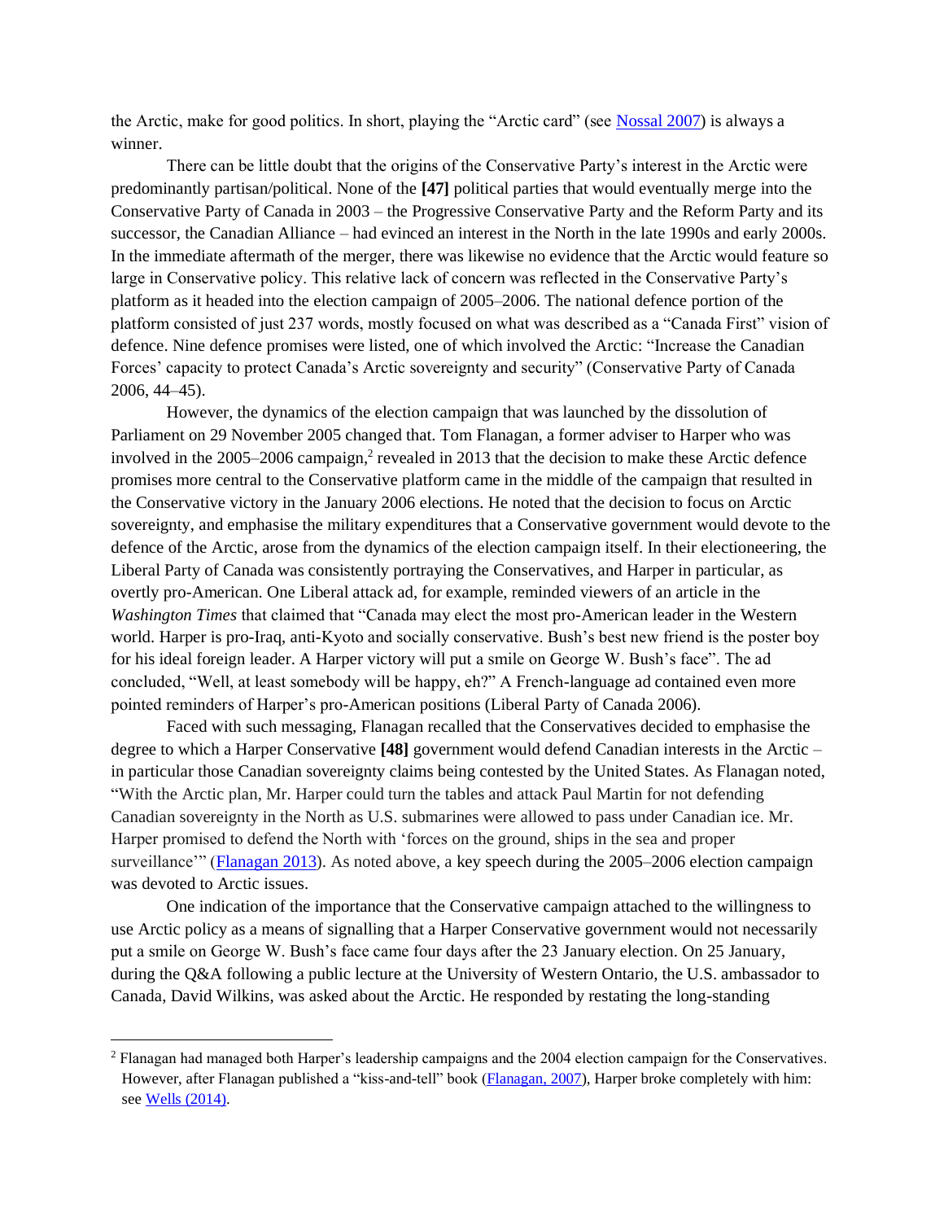the Arctic, make for good politics. In short, playing the "Arctic card" (see Nossal 2007) is always a winner.

There can be little doubt that the origins of the Conservative Party's interest in the Arctic were predominantly partisan/political. None of the **[47]** political parties that would eventually merge into the Conservative Party of Canada in 2003 – the Progressive Conservative Party and the Reform Party and its successor, the Canadian Alliance – had evinced an interest in the North in the late 1990s and early 2000s. In the immediate aftermath of the merger, there was likewise no evidence that the Arctic would feature so large in Conservative policy. This relative lack of concern was reflected in the Conservative Party's platform as it headed into the election campaign of 2005–2006. The national defence portion of the platform consisted of just 237 words, mostly focused on what was described as a "Canada First" vision of defence. Nine defence promises were listed, one of which involved the Arctic: "Increase the Canadian Forces' capacity to protect Canada's Arctic sovereignty and security" (Conservative Party of Canada 2006, 44–45).

However, the dynamics of the election campaign that was launched by the dissolution of Parliament on 29 November 2005 changed that. Tom Flanagan, a former adviser to Harper who was involved in the 2005–2006 campaign,[2] revealed in 2013 that the decision to make these Arctic defence promises more central to the Conservative platform came in the middle of the campaign that resulted in the Conservative victory in the January 2006 elections. He noted that the decision to focus on Arctic sovereignty, and emphasise the military expenditures that a Conservative government would devote to the defence of the Arctic, arose from the dynamics of the election campaign itself. In their electioneering, the Liberal Party of Canada was consistently portraying the Conservatives, and Harper in particular, as overtly pro-American. One Liberal attack ad, for example, reminded viewers of an article in the *Washington Times* that claimed that "Canada may elect the most pro-American leader in the Western world. Harper is pro-Iraq, anti-Kyoto and socially conservative. Bush's best new friend is the poster boy for his ideal foreign leader. A Harper victory will put a smile on George W. Bush's face". The ad concluded, "Well, at least somebody will be happy, eh?" A French-language ad contained even more pointed reminders of Harper's pro-American positions (Liberal Party of Canada 2006).

Faced with such messaging, Flanagan recalled that the Conservatives decided to emphasise the degree to which a Harper Conservative **[48]** government would defend Canadian interests in the Arctic – in particular those Canadian sovereignty claims being contested by the United States. As Flanagan noted, "With the Arctic plan, Mr. Harper could turn the tables and attack Paul Martin for not defending Canadian sovereignty in the North as U.S. submarines were allowed to pass under Canadian ice. Mr. Harper promised to defend the North with 'forces on the ground, ships in the sea and proper surveillance'" (Flanagan 2013). As noted above, a key speech during the 2005–2006 election campaign was devoted to Arctic issues.

One indication of the importance that the Conservative campaign attached to the willingness to use Arctic policy as a means of signalling that a Harper Conservative government would not necessarily put a smile on George W. Bush's face came four days after the 23 January election. On 25 January, during the Q&A following a public lecture at the University of Western Ontario, the U.S. ambassador to Canada, David Wilkins, was asked about the Arctic. He responded by restating the long-standing

[2] Flanagan had managed both Harper's leadership campaigns and the 2004 election campaign for the Conservatives. However, after Flanagan published a "kiss-and-tell" book (Flanagan, 2007), Harper broke completely with him: see Wells (2014).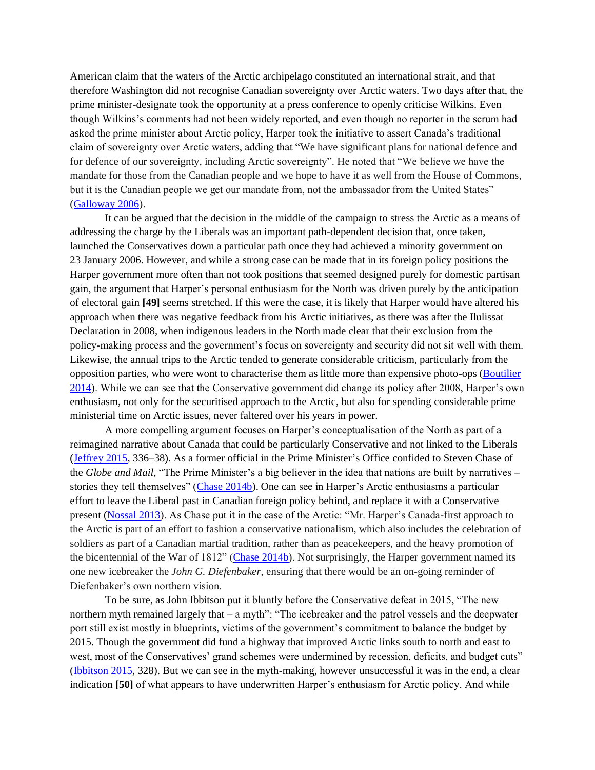American claim that the waters of the Arctic archipelago constituted an international strait, and that therefore Washington did not recognise Canadian sovereignty over Arctic waters. Two days after that, the prime minister-designate took the opportunity at a press conference to openly criticise Wilkins. Even though Wilkins's comments had not been widely reported, and even though no reporter in the scrum had asked the prime minister about Arctic policy, Harper took the initiative to assert Canada's traditional claim of sovereignty over Arctic waters, adding that "We have significant plans for national defence and for defence of our sovereignty, including Arctic sovereignty". He noted that "We believe we have the mandate for those from the Canadian people and we hope to have it as well from the House of Commons, but it is the Canadian people we get our mandate from, not the ambassador from the United States" (Galloway 2006).

It can be argued that the decision in the middle of the campaign to stress the Arctic as a means of addressing the charge by the Liberals was an important path-dependent decision that, once taken, launched the Conservatives down a particular path once they had achieved a minority government on 23 January 2006. However, and while a strong case can be made that in its foreign policy positions the Harper government more often than not took positions that seemed designed purely for domestic partisan gain, the argument that Harper's personal enthusiasm for the North was driven purely by the anticipation of electoral gain **[49]** seems stretched. If this were the case, it is likely that Harper would have altered his approach when there was negative feedback from his Arctic initiatives, as there was after the Ilulissat Declaration in 2008, when indigenous leaders in the North made clear that their exclusion from the policy-making process and the government's focus on sovereignty and security did not sit well with them. Likewise, the annual trips to the Arctic tended to generate considerable criticism, particularly from the opposition parties, who were wont to characterise them as little more than expensive photo-ops (Boutilier 2014). While we can see that the Conservative government did change its policy after 2008, Harper's own enthusiasm, not only for the securitised approach to the Arctic, but also for spending considerable prime ministerial time on Arctic issues, never faltered over his years in power.

A more compelling argument focuses on Harper's conceptualisation of the North as part of a reimagined narrative about Canada that could be particularly Conservative and not linked to the Liberals (Jeffrey 2015, 336–38). As a former official in the Prime Minister's Office confided to Steven Chase of the *Globe and Mail*, "The Prime Minister's a big believer in the idea that nations are built by narratives – stories they tell themselves" (Chase 2014b). One can see in Harper's Arctic enthusiasms a particular effort to leave the Liberal past in Canadian foreign policy behind, and replace it with a Conservative present (Nossal 2013). As Chase put it in the case of the Arctic: "Mr. Harper's Canada-first approach to the Arctic is part of an effort to fashion a conservative nationalism, which also includes the celebration of soldiers as part of a Canadian martial tradition, rather than as peacekeepers, and the heavy promotion of the bicentennial of the War of 1812" (Chase 2014b). Not surprisingly, the Harper government named its one new icebreaker the *John G. Diefenbaker*, ensuring that there would be an on-going reminder of Diefenbaker's own northern vision.

To be sure, as John Ibbitson put it bluntly before the Conservative defeat in 2015, "The new northern myth remained largely that – a myth": "The icebreaker and the patrol vessels and the deepwater port still exist mostly in blueprints, victims of the government's commitment to balance the budget by 2015. Though the government did fund a highway that improved Arctic links south to north and east to west, most of the Conservatives' grand schemes were undermined by recession, deficits, and budget cuts" (Ibbitson 2015, 328). But we can see in the myth-making, however unsuccessful it was in the end, a clear indication **[50]** of what appears to have underwritten Harper's enthusiasm for Arctic policy. And while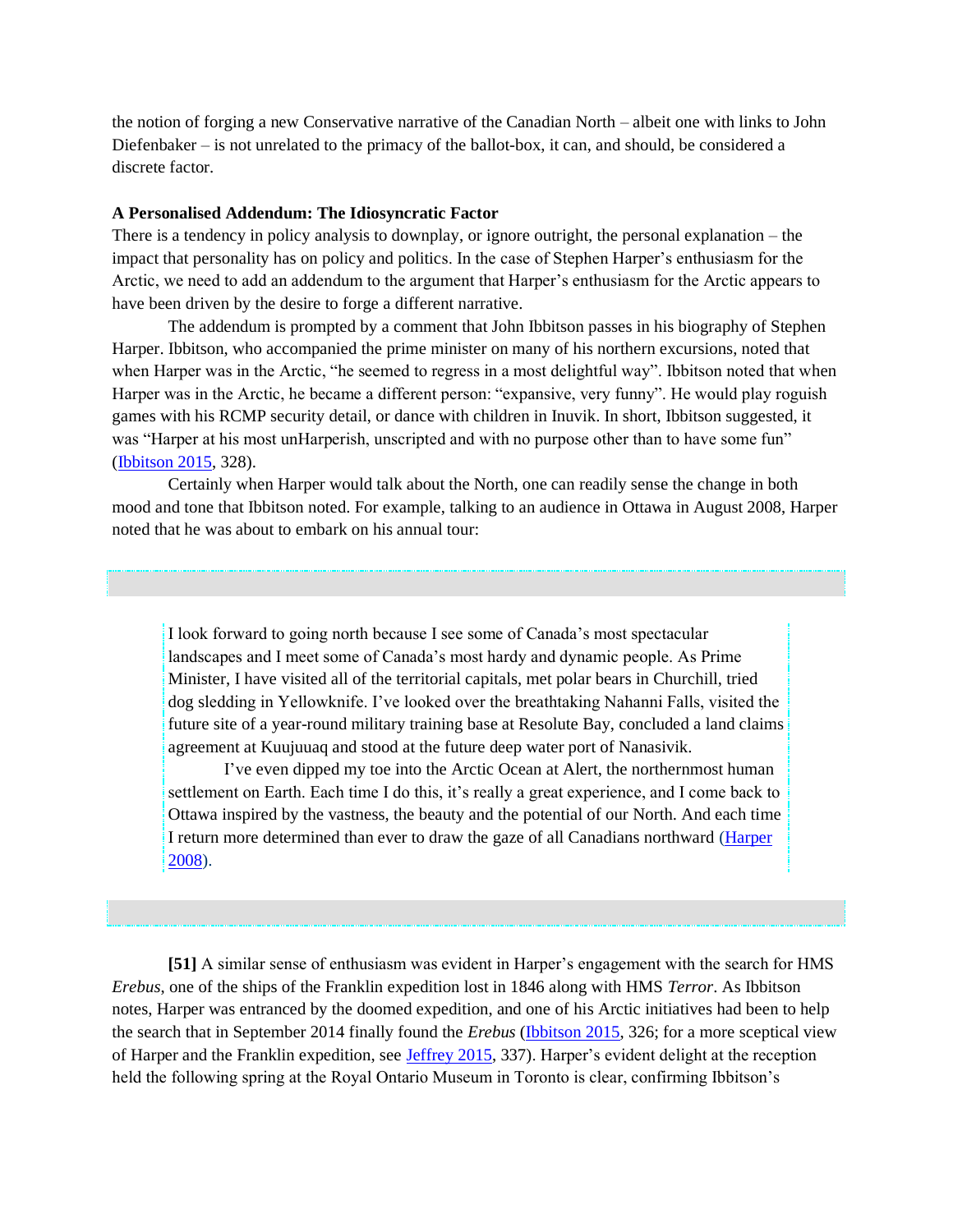the notion of forging a new Conservative narrative of the Canadian North – albeit one with links to John Diefenbaker – is not unrelated to the primacy of the ballot-box, it can, and should, be considered a discrete factor.

### A Personalised Addendum: The Idiosyncratic Factor

There is a tendency in policy analysis to downplay, or ignore outright, the personal explanation – the impact that personality has on policy and politics. In the case of Stephen Harper's enthusiasm for the Arctic, we need to add an addendum to the argument that Harper's enthusiasm for the Arctic appears to have been driven by the desire to forge a different narrative.

The addendum is prompted by a comment that John Ibbitson passes in his biography of Stephen Harper. Ibbitson, who accompanied the prime minister on many of his northern excursions, noted that when Harper was in the Arctic, "he seemed to regress in a most delightful way". Ibbitson noted that when Harper was in the Arctic, he became a different person: "expansive, very funny". He would play roguish games with his RCMP security detail, or dance with children in Inuvik. In short, Ibbitson suggested, it was "Harper at his most unHarperish, unscripted and with no purpose other than to have some fun" (Ibbitson 2015, 328).

Certainly when Harper would talk about the North, one can readily sense the change in both mood and tone that Ibbitson noted. For example, talking to an audience in Ottawa in August 2008, Harper noted that he was about to embark on his annual tour:

> I look forward to going north because I see some of Canada's most spectacular landscapes and I meet some of Canada's most hardy and dynamic people. As Prime Minister, I have visited all of the territorial capitals, met polar bears in Churchill, tried dog sledding in Yellowknife. I've looked over the breathtaking Nahanni Falls, visited the future site of a year-round military training base at Resolute Bay, concluded a land claims agreement at Kuujuuaq and stood at the future deep water port of Nanasivik.
>
> I've even dipped my toe into the Arctic Ocean at Alert, the northernmost human settlement on Earth. Each time I do this, it's really a great experience, and I come back to Ottawa inspired by the vastness, the beauty and the potential of our North. And each time I return more determined than ever to draw the gaze of all Canadians northward (Harper 2008).

**[51]** A similar sense of enthusiasm was evident in Harper's engagement with the search for HMS *Erebus*, one of the ships of the Franklin expedition lost in 1846 along with HMS *Terror*. As Ibbitson notes, Harper was entranced by the doomed expedition, and one of his Arctic initiatives had been to help the search that in September 2014 finally found the *Erebus* (Ibbitson 2015, 326; for a more sceptical view of Harper and the Franklin expedition, see Jeffrey 2015, 337). Harper's evident delight at the reception held the following spring at the Royal Ontario Museum in Toronto is clear, confirming Ibbitson's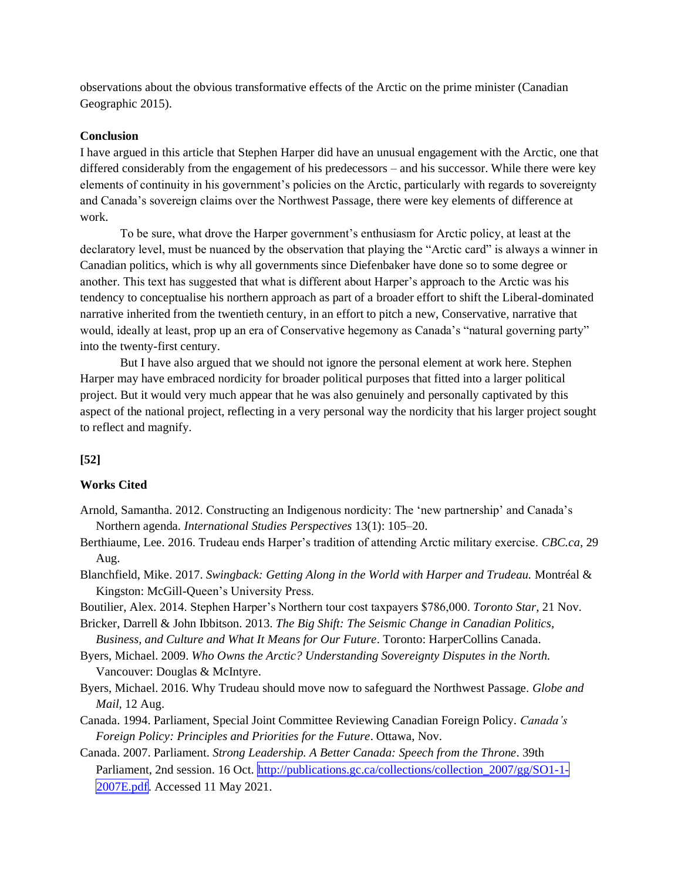observations about the obvious transformative effects of the Arctic on the prime minister (Canadian Geographic 2015).

## Conclusion

I have argued in this article that Stephen Harper did have an unusual engagement with the Arctic, one that differed considerably from the engagement of his predecessors – and his successor. While there were key elements of continuity in his government's policies on the Arctic, particularly with regards to sovereignty and Canada's sovereign claims over the Northwest Passage, there were key elements of difference at work.

To be sure, what drove the Harper government's enthusiasm for Arctic policy, at least at the declaratory level, must be nuanced by the observation that playing the "Arctic card" is always a winner in Canadian politics, which is why all governments since Diefenbaker have done so to some degree or another. This text has suggested that what is different about Harper's approach to the Arctic was his tendency to conceptualise his northern approach as part of a broader effort to shift the Liberal-dominated narrative inherited from the twentieth century, in an effort to pitch a new, Conservative, narrative that would, ideally at least, prop up an era of Conservative hegemony as Canada's "natural governing party" into the twenty-first century.

But I have also argued that we should not ignore the personal element at work here. Stephen Harper may have embraced nordicity for broader political purposes that fitted into a larger political project. But it would very much appear that he was also genuinely and personally captivated by this aspect of the national project, reflecting in a very personal way the nordicity that his larger project sought to reflect and magnify.

**[52]**

## Works Cited

Arnold, Samantha. 2012. Constructing an Indigenous nordicity: The 'new partnership' and Canada's Northern agenda. *International Studies Perspectives* 13(1): 105–20.

Berthiaume, Lee. 2016. Trudeau ends Harper's tradition of attending Arctic military exercise. *CBC.ca*, 29 Aug.

Blanchfield, Mike. 2017. *Swingback: Getting Along in the World with Harper and Trudeau.* Montréal & Kingston: McGill-Queen's University Press.

Boutilier, Alex. 2014. Stephen Harper's Northern tour cost taxpayers $786,000. *Toronto Star*, 21 Nov.

Bricker, Darrell & John Ibbitson. 2013. *The Big Shift: The Seismic Change in Canadian Politics, Business, and Culture and What It Means for Our Future*. Toronto: HarperCollins Canada.

Byers, Michael. 2009. *Who Owns the Arctic? Understanding Sovereignty Disputes in the North.* Vancouver: Douglas & McIntyre.

Byers, Michael. 2016. Why Trudeau should move now to safeguard the Northwest Passage. *Globe and Mail*, 12 Aug.

Canada. 1994. Parliament, Special Joint Committee Reviewing Canadian Foreign Policy. *Canada's Foreign Policy: Principles and Priorities for the Future*. Ottawa, Nov.

Canada. 2007. Parliament. *Strong Leadership. A Better Canada: Speech from the Throne*. 39th Parliament, 2nd session. 16 Oct. http://publications.gc.ca/collections/collection_2007/gg/SO1-1-2007E.pdf. Accessed 11 May 2021.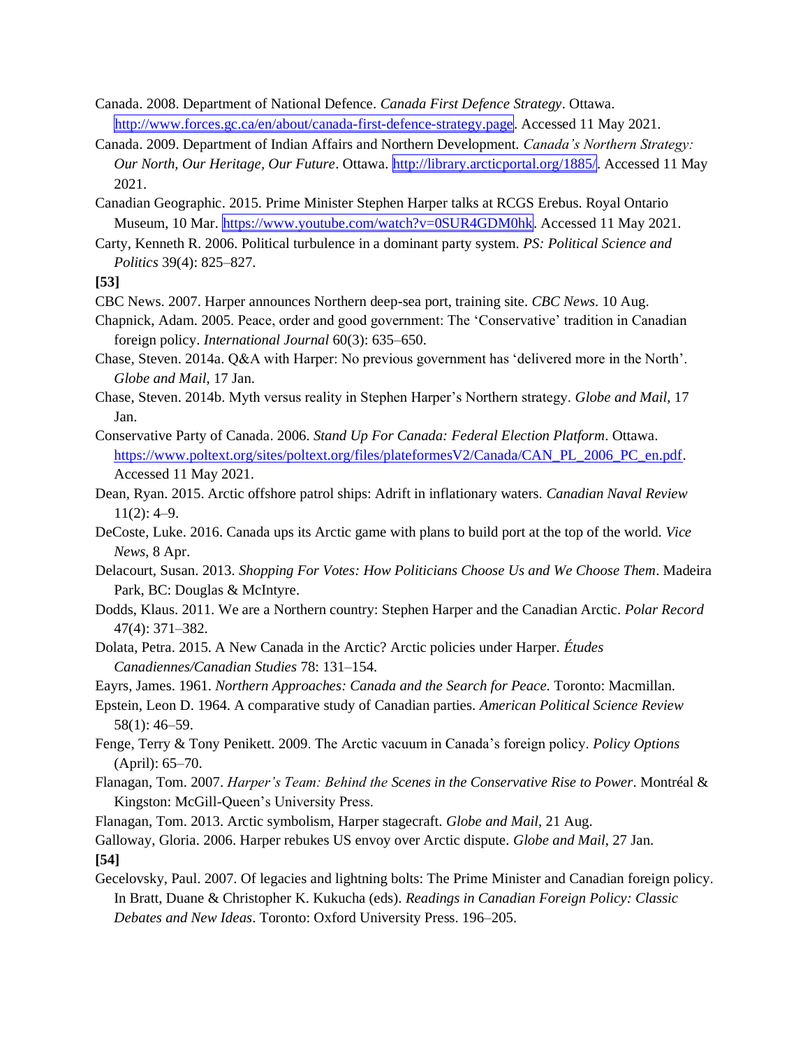Canada. 2008. Department of National Defence. *Canada First Defence Strategy*. Ottawa. http://www.forces.gc.ca/en/about/canada-first-defence-strategy.page. Accessed 11 May 2021.

Canada. 2009. Department of Indian Affairs and Northern Development. *Canada's Northern Strategy: Our North, Our Heritage, Our Future*. Ottawa. http://library.arcticportal.org/1885/. Accessed 11 May 2021.

Canadian Geographic. 2015. Prime Minister Stephen Harper talks at RCGS Erebus. Royal Ontario Museum, 10 Mar. https://www.youtube.com/watch?v=0SUR4GDM0hk. Accessed 11 May 2021.

Carty, Kenneth R. 2006. Political turbulence in a dominant party system. *PS: Political Science and Politics* 39(4): 825–827.

**[53]**

CBC News. 2007. Harper announces Northern deep-sea port, training site. *CBC News*. 10 Aug.

Chapnick, Adam. 2005. Peace, order and good government: The 'Conservative' tradition in Canadian foreign policy. *International Journal* 60(3): 635–650.

Chase, Steven. 2014a. Q&A with Harper: No previous government has 'delivered more in the North'. *Globe and Mail*, 17 Jan.

Chase, Steven. 2014b. Myth versus reality in Stephen Harper's Northern strategy. *Globe and Mail*, 17 Jan.

Conservative Party of Canada. 2006. *Stand Up For Canada: Federal Election Platform*. Ottawa. https://www.poltext.org/sites/poltext.org/files/plateformesV2/Canada/CAN_PL_2006_PC_en.pdf. Accessed 11 May 2021.

Dean, Ryan. 2015. Arctic offshore patrol ships: Adrift in inflationary waters. *Canadian Naval Review* 11(2): 4–9.

DeCoste, Luke. 2016. Canada ups its Arctic game with plans to build port at the top of the world. *Vice News*, 8 Apr.

Delacourt, Susan. 2013. *Shopping For Votes: How Politicians Choose Us and We Choose Them*. Madeira Park, BC: Douglas & McIntyre.

Dodds, Klaus. 2011. We are a Northern country: Stephen Harper and the Canadian Arctic. *Polar Record* 47(4): 371–382.

Dolata, Petra. 2015. A New Canada in the Arctic? Arctic policies under Harper. *Études Canadiennes/Canadian Studies* 78: 131–154.

Eayrs, James. 1961. *Northern Approaches: Canada and the Search for Peace*. Toronto: Macmillan.

Epstein, Leon D. 1964. A comparative study of Canadian parties. *American Political Science Review* 58(1): 46–59.

Fenge, Terry & Tony Penikett. 2009. The Arctic vacuum in Canada's foreign policy. *Policy Options* (April): 65–70.

Flanagan, Tom. 2007. *Harper's Team: Behind the Scenes in the Conservative Rise to Power*. Montréal & Kingston: McGill-Queen's University Press.

Flanagan, Tom. 2013. Arctic symbolism, Harper stagecraft. *Globe and Mail*, 21 Aug.

Galloway, Gloria. 2006. Harper rebukes US envoy over Arctic dispute. *Globe and Mail*, 27 Jan.

**[54]**

Gecelovsky, Paul. 2007. Of legacies and lightning bolts: The Prime Minister and Canadian foreign policy. In Bratt, Duane & Christopher K. Kukucha (eds). *Readings in Canadian Foreign Policy: Classic Debates and New Ideas*. Toronto: Oxford University Press. 196–205.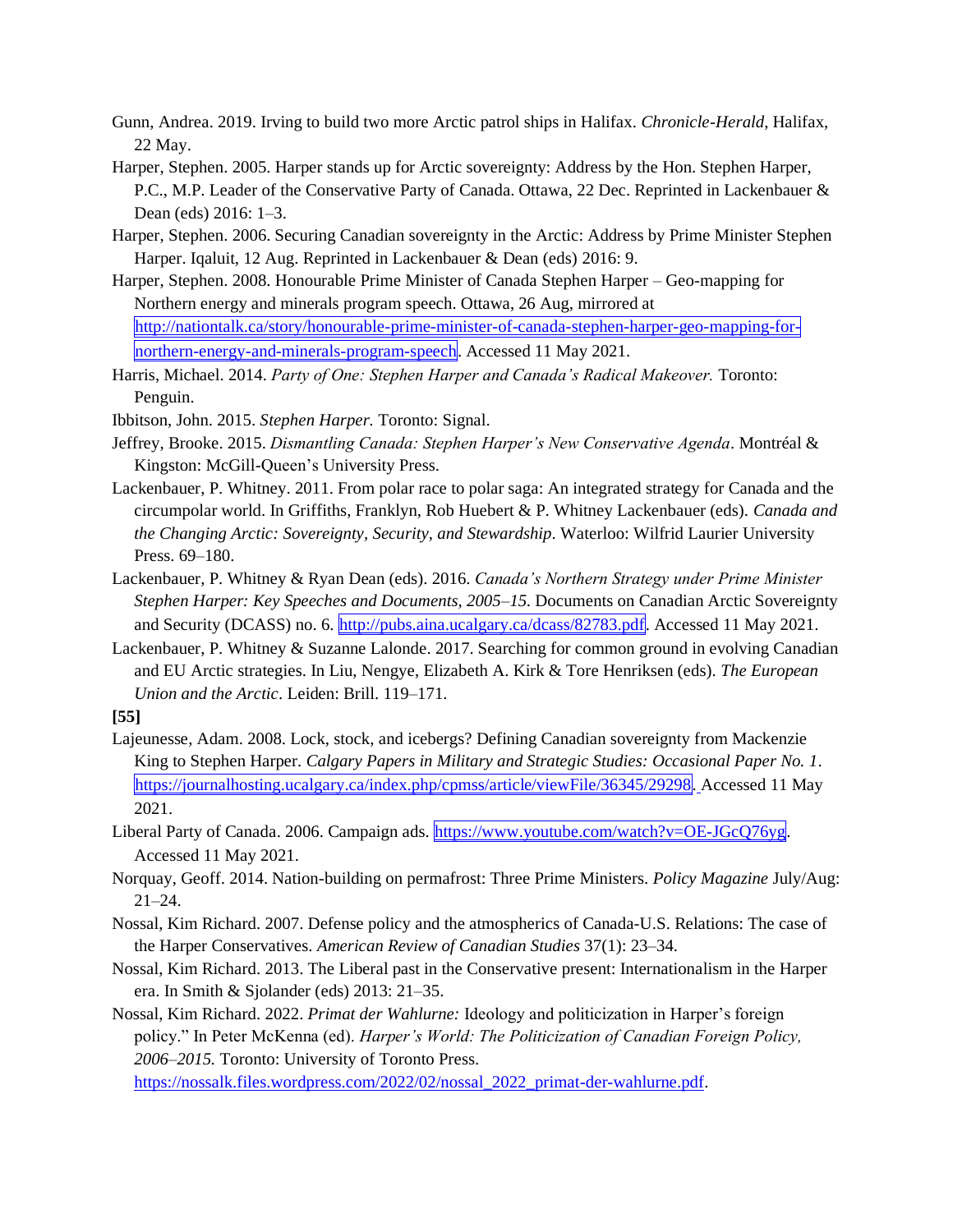Gunn, Andrea. 2019. Irving to build two more Arctic patrol ships in Halifax. *Chronicle-Herald*, Halifax, 22 May.

Harper, Stephen. 2005. Harper stands up for Arctic sovereignty: Address by the Hon. Stephen Harper, P.C., M.P. Leader of the Conservative Party of Canada. Ottawa, 22 Dec. Reprinted in Lackenbauer & Dean (eds) 2016: 1–3.

Harper, Stephen. 2006. Securing Canadian sovereignty in the Arctic: Address by Prime Minister Stephen Harper. Iqaluit, 12 Aug. Reprinted in Lackenbauer & Dean (eds) 2016: 9.

Harper, Stephen. 2008. Honourable Prime Minister of Canada Stephen Harper – Geo-mapping for Northern energy and minerals program speech. Ottawa, 26 Aug, mirrored at http://nationtalk.ca/story/honourable-prime-minister-of-canada-stephen-harper-geo-mapping-for-northern-energy-and-minerals-program-speech. Accessed 11 May 2021.

Harris, Michael. 2014. *Party of One: Stephen Harper and Canada's Radical Makeover.* Toronto: Penguin.

Ibbitson, John. 2015. *Stephen Harper.* Toronto: Signal.

Jeffrey, Brooke. 2015. *Dismantling Canada: Stephen Harper's New Conservative Agenda*. Montréal & Kingston: McGill-Queen's University Press.

Lackenbauer, P. Whitney. 2011. From polar race to polar saga: An integrated strategy for Canada and the circumpolar world. In Griffiths, Franklyn, Rob Huebert & P. Whitney Lackenbauer (eds). *Canada and the Changing Arctic: Sovereignty, Security, and Stewardship*. Waterloo: Wilfrid Laurier University Press. 69–180.

Lackenbauer, P. Whitney & Ryan Dean (eds). 2016. *Canada's Northern Strategy under Prime Minister Stephen Harper: Key Speeches and Documents, 2005–15.* Documents on Canadian Arctic Sovereignty and Security (DCASS) no. 6. http://pubs.aina.ucalgary.ca/dcass/82783.pdf. Accessed 11 May 2021.

Lackenbauer, P. Whitney & Suzanne Lalonde. 2017. Searching for common ground in evolving Canadian and EU Arctic strategies. In Liu, Nengye, Elizabeth A. Kirk & Tore Henriksen (eds). *The European Union and the Arctic*. Leiden: Brill. 119–171.

**[55]**

Lajeunesse, Adam. 2008. Lock, stock, and icebergs? Defining Canadian sovereignty from Mackenzie King to Stephen Harper. *Calgary Papers in Military and Strategic Studies: Occasional Paper No. 1*. https://journalhosting.ucalgary.ca/index.php/cpmss/article/viewFile/36345/29298. Accessed 11 May 2021.

Liberal Party of Canada. 2006. Campaign ads. https://www.youtube.com/watch?v=OE-JGcQ76yg. Accessed 11 May 2021.

Norquay, Geoff. 2014. Nation-building on permafrost: Three Prime Ministers. *Policy Magazine* July/Aug: 21–24.

Nossal, Kim Richard. 2007. Defense policy and the atmospherics of Canada-U.S. Relations: The case of the Harper Conservatives. *American Review of Canadian Studies* 37(1): 23–34.

Nossal, Kim Richard. 2013. The Liberal past in the Conservative present: Internationalism in the Harper era. In Smith & Sjolander (eds) 2013: 21–35.

Nossal, Kim Richard. 2022. *Primat der Wahlurne:* Ideology and politicization in Harper's foreign policy." In Peter McKenna (ed). *Harper's World: The Politicization of Canadian Foreign Policy, 2006–2015.* Toronto: University of Toronto Press. https://nossalk.files.wordpress.com/2022/02/nossal_2022_primat-der-wahlurne.pdf.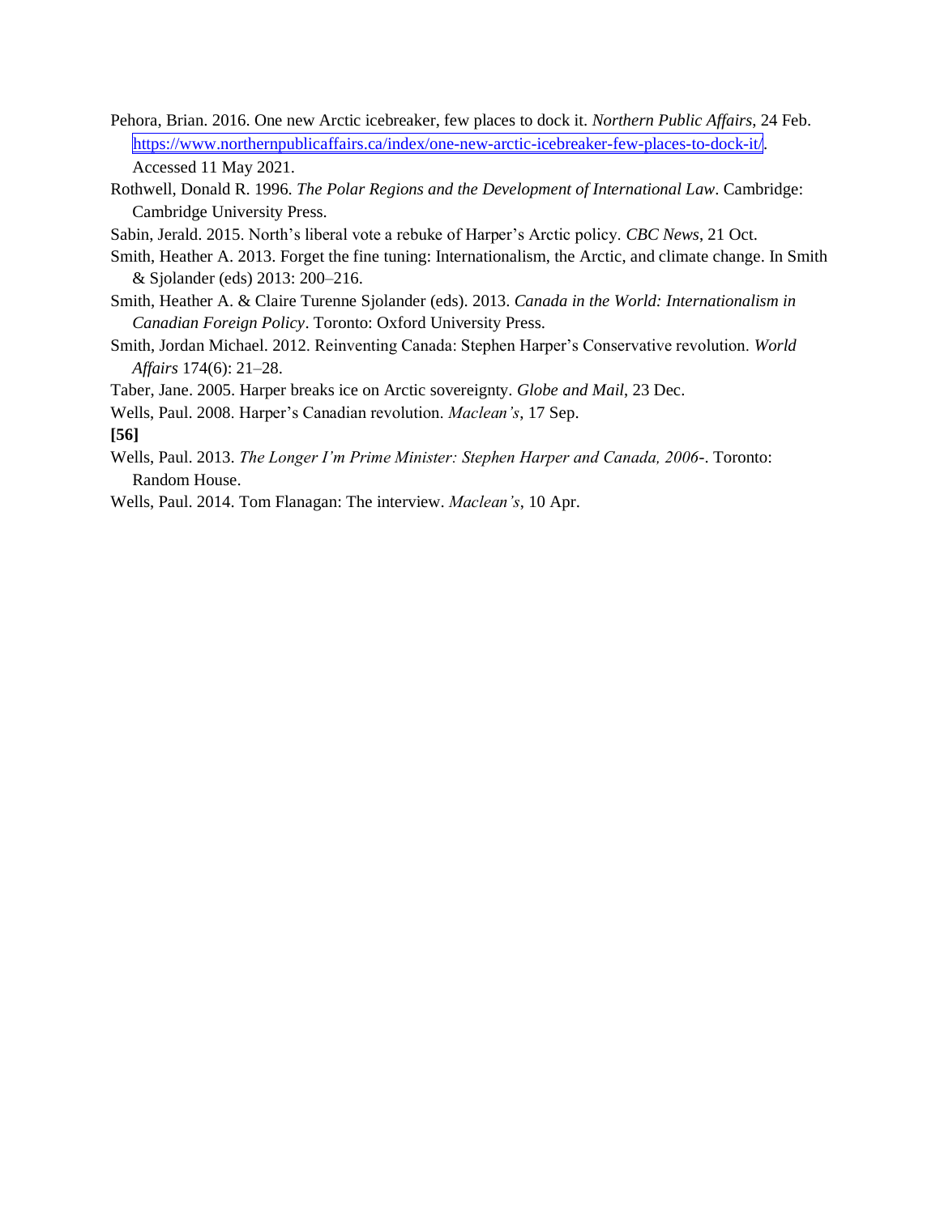Pehora, Brian. 2016. One new Arctic icebreaker, few places to dock it. *Northern Public Affairs*, 24 Feb. https://www.northernpublicaffairs.ca/index/one-new-arctic-icebreaker-few-places-to-dock-it/. Accessed 11 May 2021.

Rothwell, Donald R. 1996. *The Polar Regions and the Development of International Law*. Cambridge: Cambridge University Press.

Sabin, Jerald. 2015. North's liberal vote a rebuke of Harper's Arctic policy. *CBC News*, 21 Oct.

Smith, Heather A. 2013. Forget the fine tuning: Internationalism, the Arctic, and climate change. In Smith & Sjolander (eds) 2013: 200–216.

Smith, Heather A. & Claire Turenne Sjolander (eds). 2013. *Canada in the World: Internationalism in Canadian Foreign Policy*. Toronto: Oxford University Press.

Smith, Jordan Michael. 2012. Reinventing Canada: Stephen Harper's Conservative revolution. *World Affairs* 174(6): 21–28.

Taber, Jane. 2005. Harper breaks ice on Arctic sovereignty. *Globe and Mail*, 23 Dec.

Wells, Paul. 2008. Harper's Canadian revolution. *Maclean's*, 17 Sep.

**[56]**

Wells, Paul. 2013. *The Longer I'm Prime Minister: Stephen Harper and Canada, 2006-*. Toronto: Random House.

Wells, Paul. 2014. Tom Flanagan: The interview. *Maclean's*, 10 Apr.